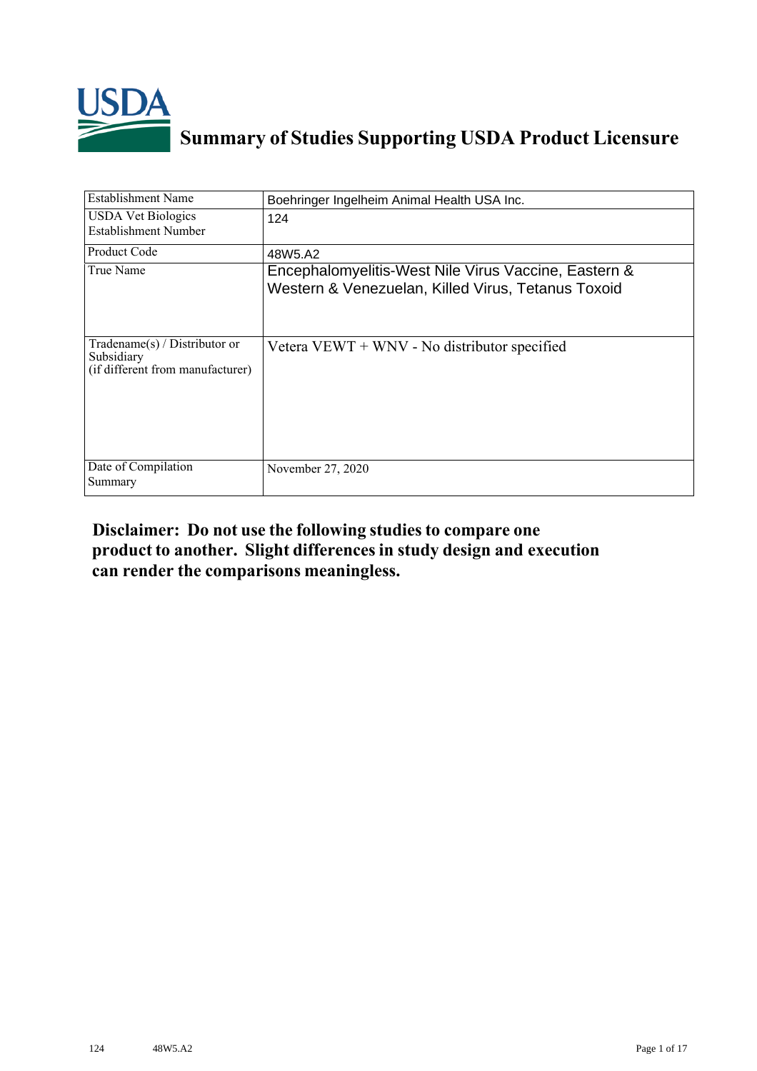# Summary of Studies Supporting USDA Product Licensure

| | |
|---|---|
| Establishment Name | Boehringer Ingelheim Animal Health USA Inc. |
| USDA Vet Biologics Establishment Number | 124 |
| Product Code | 48W5.A2 |
| True Name | Encephalomyelitis-West Nile Virus Vaccine, Eastern & Western & Venezuelan, Killed Virus, Tetanus Toxoid |
| Tradename(s) / Distributor or Subsidiary (if different from manufacturer) | Vetera VEWT + WNV - No distributor specified |
| Date of Compilation Summary | November 27, 2020 |

**Disclaimer: Do not use the following studies to compare one product to another. Slight differences in study design and execution can render the comparisons meaningless.**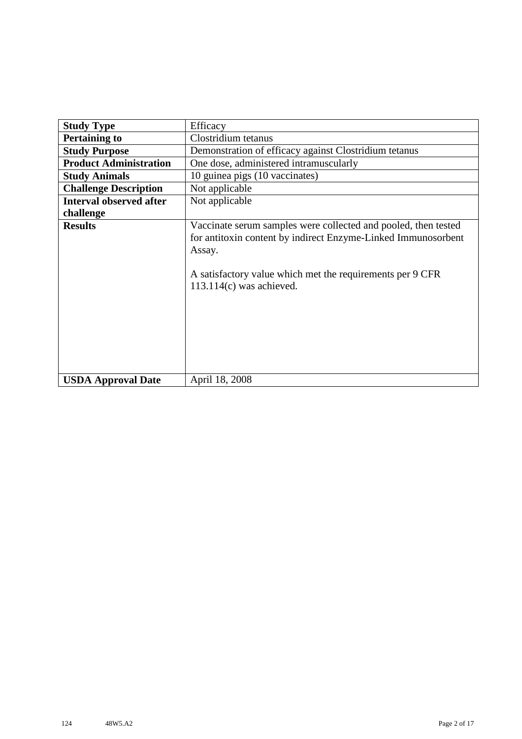| | |
|---|---|
| **Study Type** | Efficacy |
| **Pertaining to** | Clostridium tetanus |
| **Study Purpose** | Demonstration of efficacy against Clostridium tetanus |
| **Product Administration** | One dose, administered intramuscularly |
| **Study Animals** | 10 guinea pigs (10 vaccinates) |
| **Challenge Description** | Not applicable |
| **Interval observed after challenge** | Not applicable |
| **Results** | Vaccinate serum samples were collected and pooled, then tested for antitoxin content by indirect Enzyme-Linked Immunosorbent Assay.<br><br>A satisfactory value which met the requirements per 9 CFR 113.114(c) was achieved. |
| **USDA Approval Date** | April 18, 2008 |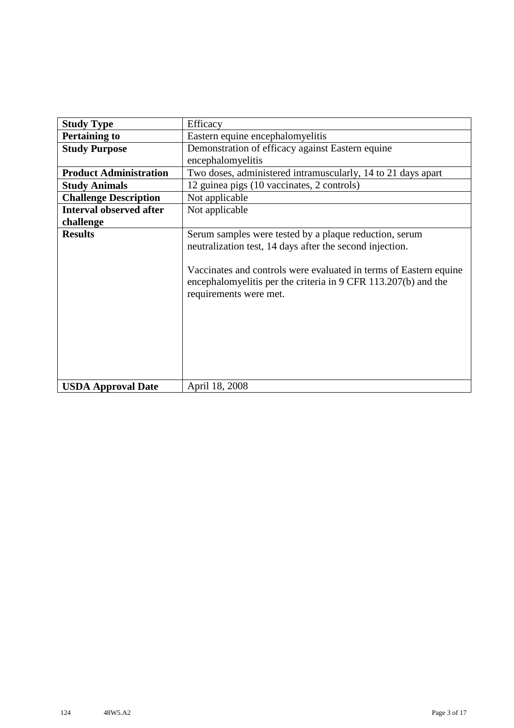| **Study Type** | Efficacy |
|---|---|
| **Pertaining to** | Eastern equine encephalomyelitis |
| **Study Purpose** | Demonstration of efficacy against Eastern equine encephalomyelitis |
| **Product Administration** | Two doses, administered intramuscularly, 14 to 21 days apart |
| **Study Animals** | 12 guinea pigs (10 vaccinates, 2 controls) |
| **Challenge Description** | Not applicable |
| **Interval observed after challenge** | Not applicable |
| **Results** | Serum samples were tested by a plaque reduction, serum neutralization test, 14 days after the second injection.<br><br>Vaccinates and controls were evaluated in terms of Eastern equine encephalomyelitis per the criteria in 9 CFR 113.207(b) and the requirements were met. |
| **USDA Approval Date** | April 18, 2008 |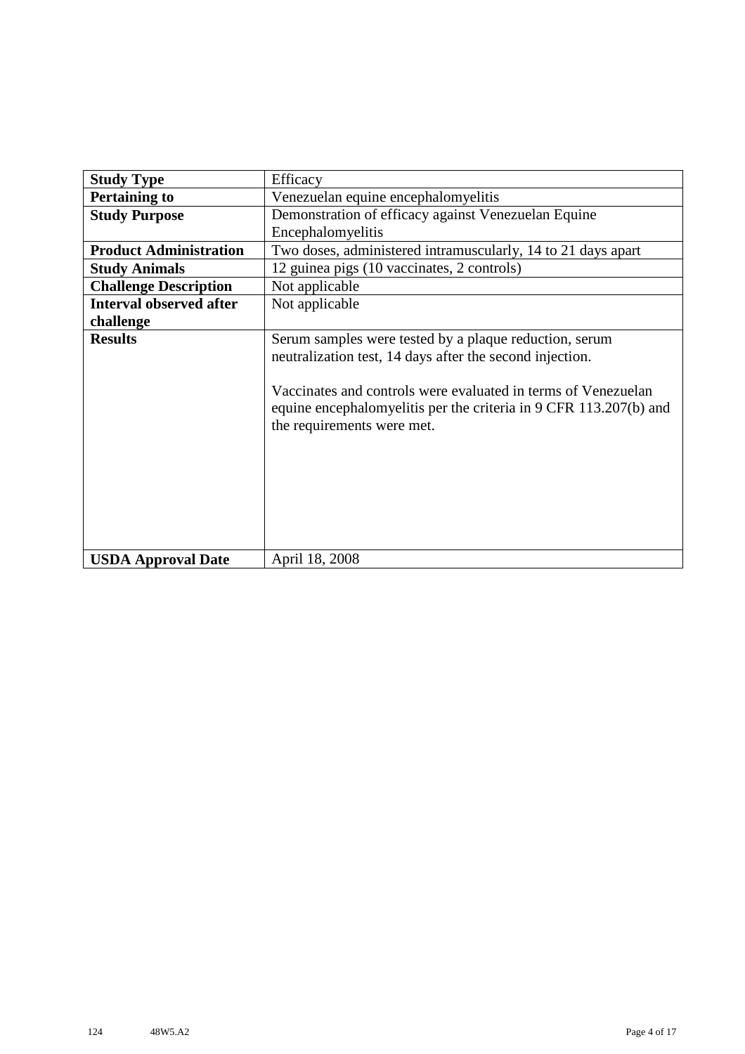| | |
|---|---|
| **Study Type** | Efficacy |
| **Pertaining to** | Venezuelan equine encephalomyelitis |
| **Study Purpose** | Demonstration of efficacy against Venezuelan Equine Encephalomyelitis |
| **Product Administration** | Two doses, administered intramuscularly, 14 to 21 days apart |
| **Study Animals** | 12 guinea pigs (10 vaccinates, 2 controls) |
| **Challenge Description** | Not applicable |
| **Interval observed after challenge** | Not applicable |
| **Results** | Serum samples were tested by a plaque reduction, serum neutralization test, 14 days after the second injection.<br><br>Vaccinates and controls were evaluated in terms of Venezuelan equine encephalomyelitis per the criteria in 9 CFR 113.207(b) and the requirements were met. |
| **USDA Approval Date** | April 18, 2008 |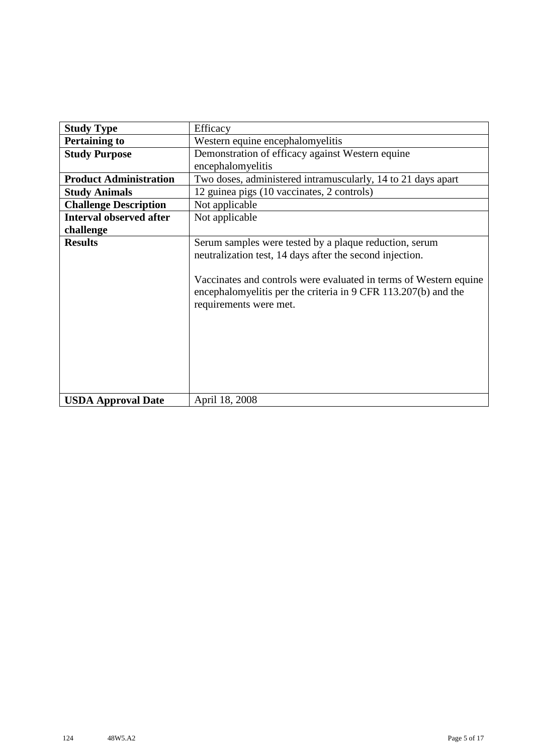| **Study Type** | Efficacy |
|---|---|
| **Pertaining to** | Western equine encephalomyelitis |
| **Study Purpose** | Demonstration of efficacy against Western equine encephalomyelitis |
| **Product Administration** | Two doses, administered intramuscularly, 14 to 21 days apart |
| **Study Animals** | 12 guinea pigs (10 vaccinates, 2 controls) |
| **Challenge Description** | Not applicable |
| **Interval observed after challenge** | Not applicable |
| **Results** | Serum samples were tested by a plaque reduction, serum neutralization test, 14 days after the second injection.<br><br>Vaccinates and controls were evaluated in terms of Western equine encephalomyelitis per the criteria in 9 CFR 113.207(b) and the requirements were met. |
| **USDA Approval Date** | April 18, 2008 |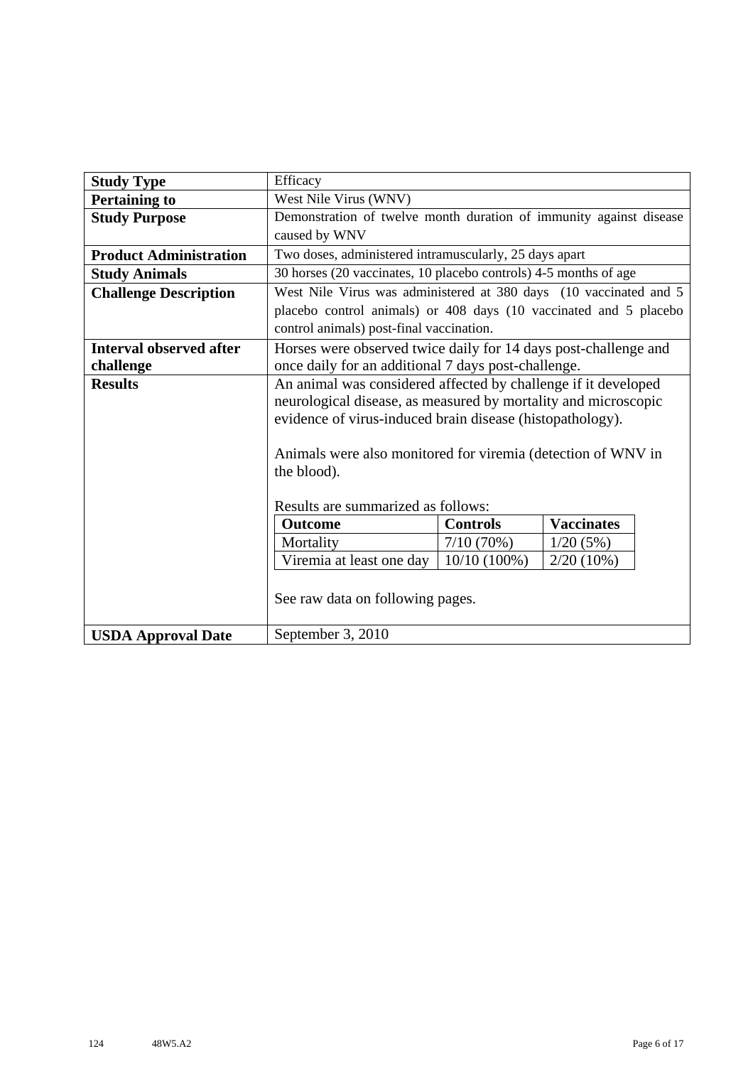| Study Type | Efficacy |
|---|---|
| **Pertaining to** | West Nile Virus (WNV) |
| **Study Purpose** | Demonstration of twelve month duration of immunity against disease caused by WNV |
| **Product Administration** | Two doses, administered intramuscularly, 25 days apart |
| **Study Animals** | 30 horses (20 vaccinates, 10 placebo controls) 4-5 months of age |
| **Challenge Description** | West Nile Virus was administered at 380 days (10 vaccinated and 5 placebo control animals) or 408 days (10 vaccinated and 5 placebo control animals) post-final vaccination. |
| **Interval observed after challenge** | Horses were observed twice daily for 14 days post-challenge and once daily for an additional 7 days post-challenge. |
| **Results** | An animal was considered affected by challenge if it developed neurological disease, as measured by mortality and microscopic evidence of virus-induced brain disease (histopathology).<br><br>Animals were also monitored for viremia (detection of WNV in the blood).<br><br>Results are summarized as follows:<br><br>**Outcome** / **Controls** / **Vaccinates**<br>Mortality / 7/10 (70%) / 1/20 (5%)<br>Viremia at least one day / 10/10 (100%) / 2/20 (10%)<br><br>See raw data on following pages. |
| **USDA Approval Date** | September 3, 2010 |

| Outcome | Controls | Vaccinates |
|---|---|---|
| Mortality | 7/10 (70%) | 1/20 (5%) |
| Viremia at least one day | 10/10 (100%) | 2/20 (10%) |

124 48W5.A2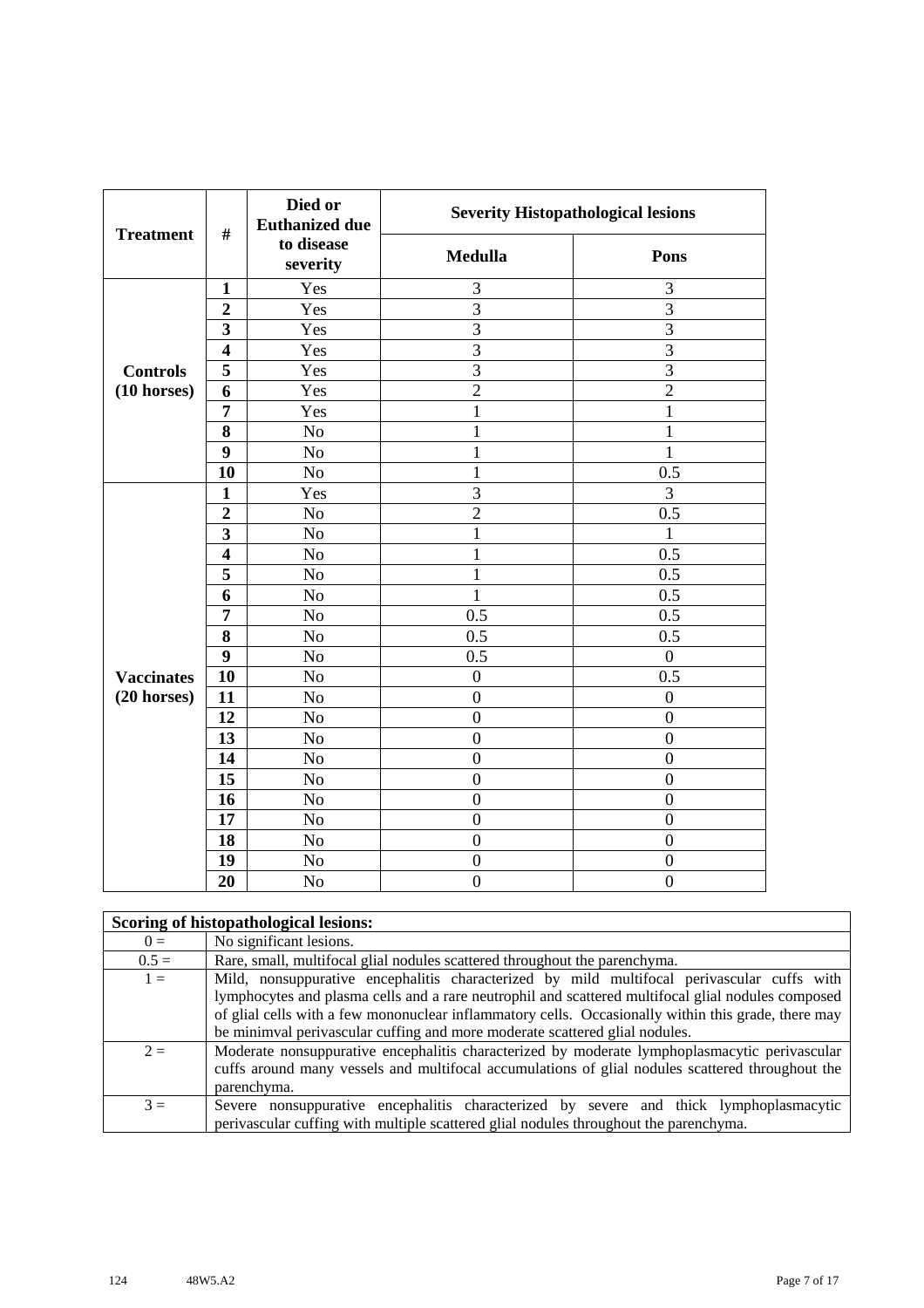| Treatment | # | Died or Euthanized due to disease severity | Severity Histopathological lesions | |
|---|---|---|---|---|
| | | | Medulla | Pons |
| Controls (10 horses) | 1 | Yes | 3 | 3 |
| | 2 | Yes | 3 | 3 |
| | 3 | Yes | 3 | 3 |
| | 4 | Yes | 3 | 3 |
| | 5 | Yes | 3 | 3 |
| | 6 | Yes | 2 | 2 |
| | 7 | Yes | 1 | 1 |
| | 8 | No | 1 | 1 |
| | 9 | No | 1 | 1 |
| | 10 | No | 1 | 0.5 |
| Vaccinates (20 horses) | 1 | Yes | 3 | 3 |
| | 2 | No | 2 | 0.5 |
| | 3 | No | 1 | 1 |
| | 4 | No | 1 | 0.5 |
| | 5 | No | 1 | 0.5 |
| | 6 | No | 1 | 0.5 |
| | 7 | No | 0.5 | 0.5 |
| | 8 | No | 0.5 | 0.5 |
| | 9 | No | 0.5 | 0 |
| | 10 | No | 0 | 0.5 |
| | 11 | No | 0 | 0 |
| | 12 | No | 0 | 0 |
| | 13 | No | 0 | 0 |
| | 14 | No | 0 | 0 |
| | 15 | No | 0 | 0 |
| | 16 | No | 0 | 0 |
| | 17 | No | 0 | 0 |
| | 18 | No | 0 | 0 |
| | 19 | No | 0 | 0 |
| | 20 | No | 0 | 0 |

| Scoring of histopathological lesions: | |
|---|---|
| 0 = | No significant lesions. |
| 0.5 = | Rare, small, multifocal glial nodules scattered throughout the parenchyma. |
| 1 = | Mild, nonsuppurative encephalitis characterized by mild multifocal perivascular cuffs with lymphocytes and plasma cells and a rare neutrophil and scattered multifocal glial nodules composed of glial cells with a few mononuclear inflammatory cells. Occasionally within this grade, there may be minimval perivascular cuffing and more moderate scattered glial nodules. |
| 2 = | Moderate nonsuppurative encephalitis characterized by moderate lymphoplasmacytic perivascular cuffs around many vessels and multifocal accumulations of glial nodules scattered throughout the parenchyma. |
| 3 = | Severe nonsuppurative encephalitis characterized by severe and thick lymphoplasmacytic perivascular cuffing with multiple scattered glial nodules throughout the parenchyma. |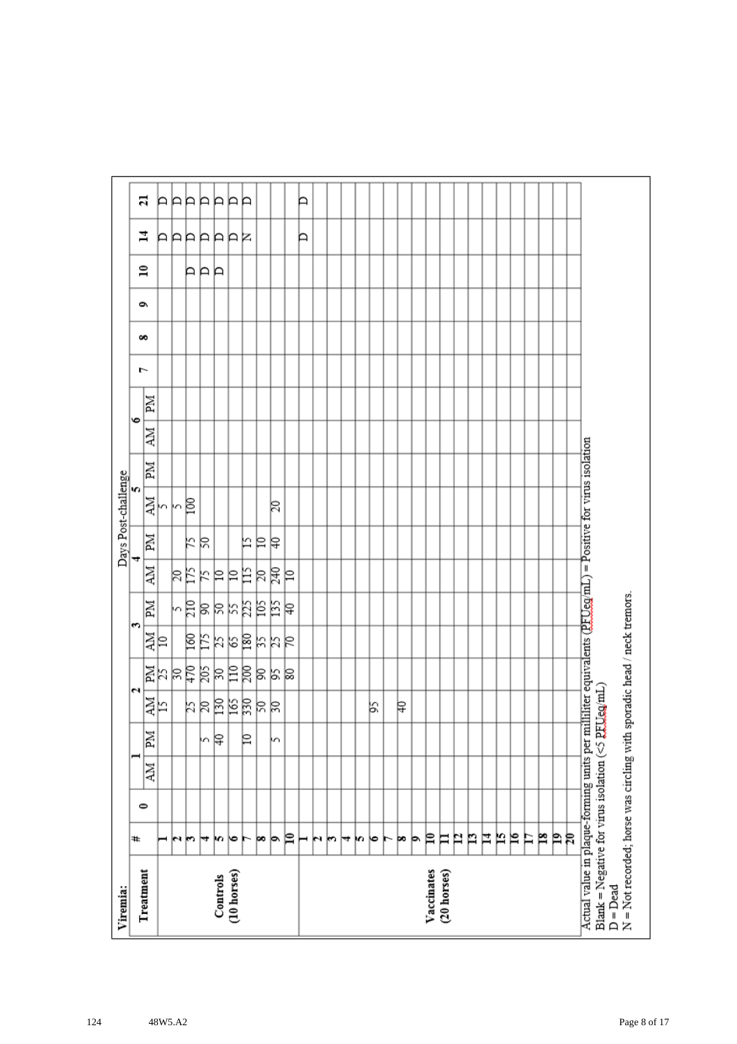**Viremia:**

| Treatment | # | 0 | 1 | | 2 | | 3 | | 4 | | 5 | | 6 | | 7 | 8 | 9 | 10 | 14 | 21 |
|---|---|---|---|---|---|---|---|---|---|---|---|---|---|---|---|---|---|---|---|---|
| | | | AM | PM | AM | PM | AM | PM | AM | PM | AM | PM | AM | PM | | | | | | |
| Controls (10 horses) | 1 | | | | 15 | 25 | 10 | | | | 5 | | | | | | | | D | D |
| | 2 | | | | | 30 | | 5 | 20 | | 5 | | | | | | | | D | D |
| | 3 | | | | 25 | 470 | 160 | 210 | 175 | 75 | 100 | | | | | | | D | D | D |
| | 4 | | | 5 | 20 | 205 | 175 | 90 | 75 | 50 | | | | | | | | D | D | D |
| | 5 | | | 40 | 130 | 30 | 25 | 50 | 10 | | | | | | | | | D | D | D |
| | 6 | | | | 165 | 110 | 65 | 55 | 10 | | | | | | | | | | D | D |
| | 7 | | | 10 | 330 | 200 | 180 | 225 | 115 | 15 | | | | | | | | | N | D |
| | 8 | | | | 50 | 90 | 35 | 105 | 20 | 10 | | | | | | | | | | |
| | 9 | | | 5 | 30 | 95 | 25 | 135 | 240 | 40 | 20 | | | | | | | | | |
| | 10 | | | | | 80 | 70 | 40 | 10 | | | | | | | | | | | |
| Vaccinates (20 horses) | 1 | | | | | | | | | | | | | | | | | | D | D |
| | 2 | | | | | | | | | | | | | | | | | | | |
| | 3 | | | | | | | | | | | | | | | | | | | |
| | 4 | | | | | | | | | | | | | | | | | | | |
| | 5 | | | | | | | | | | | | | | | | | | | |
| | 6 | | | | 95 | | | | | | | | | | | | | | | |
| | 7 | | | | | | | | | | | | | | | | | | | |
| | 8 | | | | 40 | | | | | | | | | | | | | | | |
| | 9 | | | | | | | | | | | | | | | | | | | |
| | 10 | | | | | | | | | | | | | | | | | | | |
| | 11 | | | | | | | | | | | | | | | | | | | |
| | 12 | | | | | | | | | | | | | | | | | | | |
| | 13 | | | | | | | | | | | | | | | | | | | |
| | 14 | | | | | | | | | | | | | | | | | | | |
| | 15 | | | | | | | | | | | | | | | | | | | |
| | 16 | | | | | | | | | | | | | | | | | | | |
| | 17 | | | | | | | | | | | | | | | | | | | |
| | 18 | | | | | | | | | | | | | | | | | | | |
| | 19 | | | | | | | | | | | | | | | | | | | |
| | 20 | | | | | | | | | | | | | | | | | | | |

Days Post-challenge

Actual value in plaque-forming units per milliliter equivalents (PFUeq/mL) = Positive for virus isolation
Blank = Negative for virus isolation (<5 PFUeq/mL)
D = Dead
N = Not recorded; horse was circling with sporadic head / neck tremors.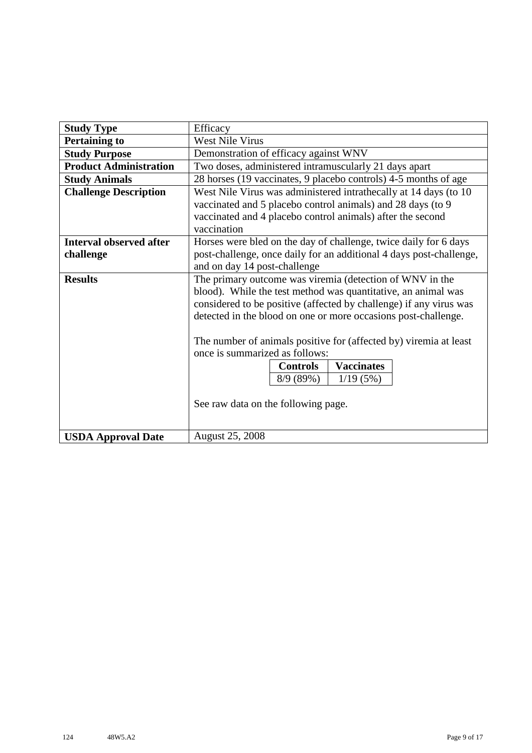| **Study Type** | Efficacy |
|---|---|
| **Pertaining to** | West Nile Virus |
| **Study Purpose** | Demonstration of efficacy against WNV |
| **Product Administration** | Two doses, administered intramuscularly 21 days apart |
| **Study Animals** | 28 horses (19 vaccinates, 9 placebo controls) 4-5 months of age |
| **Challenge Description** | West Nile Virus was administered intrathecally at 14 days (to 10 vaccinated and 5 placebo control animals) and 28 days (to 9 vaccinated and 4 placebo control animals) after the second vaccination |
| **Interval observed after challenge** | Horses were bled on the day of challenge, twice daily for 6 days post-challenge, once daily for an additional 4 days post-challenge, and on day 14 post-challenge |
| **Results** | The primary outcome was viremia (detection of WNV in the blood). While the test method was quantitative, an animal was considered to be positive (affected by challenge) if any virus was detected in the blood on one or more occasions post-challenge.<br><br>The number of animals positive for (affected by) viremia at least once is summarized as follows:<br><br>**Controls**: 8/9 (89%)<br>**Vaccinates**: 1/19 (5%)<br><br>See raw data on the following page. |
| **USDA Approval Date** | August 25, 2008 |

124 48W5.A2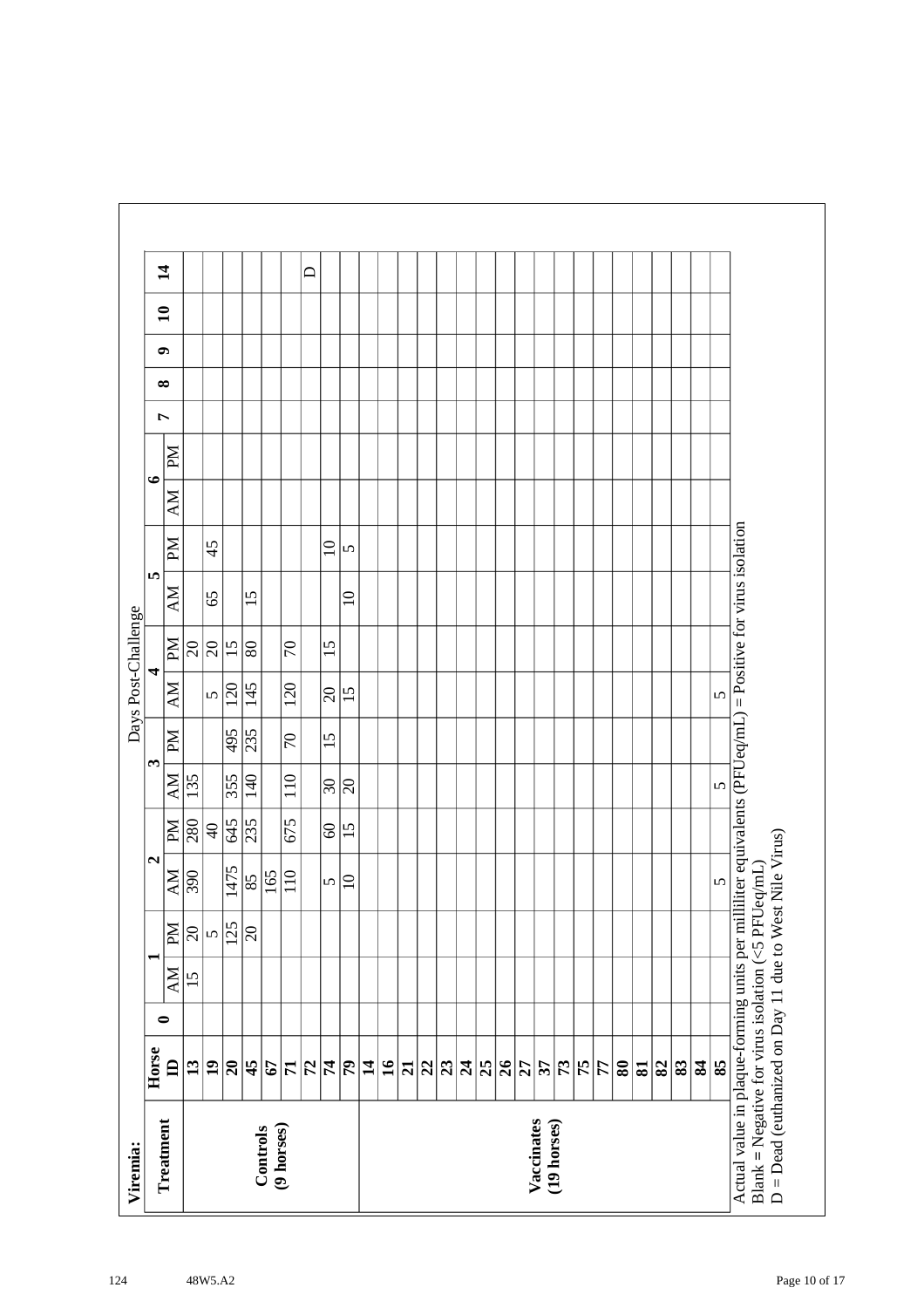**Viremia:**

| Treatment | Horse ID | 0 | 1 | | 2 | | 3 | | 4 | | 5 | | 6 | | 7 | 8 | 9 | 10 | 14 |
|---|---|---|---|---|---|---|---|---|---|---|---|---|---|---|---|---|---|---|---|
| | | | AM | PM | AM | PM | AM | PM | AM | PM | AM | PM | AM | PM | | | | | |
| Controls (9 horses) | 13 | | 15 | 20 | 390 | 280 | 135 | | | 20 | | | | | | | | | |
| | 19 | | | 5 | | 40 | | | 5 | 20 | 65 | 45 | | | | | | | |
| | 20 | | | 125 | 1475 | 645 | 355 | 495 | 120 | 15 | | | | | | | | | |
| | 45 | | | 20 | 85 | 235 | 140 | 235 | 145 | 80 | 15 | | | | | | | | |
| | 67 | | | | 165 | | | | | | | | | | | | | | |
| | 71 | | | | 110 | 675 | 110 | 70 | 120 | 70 | | | | | | | | | |
| | 72 | | | | | | | | | | | | | | | | | | D |
| | 74 | | | | 5 | 60 | 30 | 15 | 20 | 15 | | 10 | | | | | | | |
| | 79 | | | | 10 | 15 | 20 | | 15 | | 10 | 5 | | | | | | | |
| Vaccinates (19 horses) | 14 | | | | | | | | | | | | | | | | | | |
| | 16 | | | | | | | | | | | | | | | | | | |
| | 21 | | | | | | | | | | | | | | | | | | |
| | 22 | | | | | | | | | | | | | | | | | | |
| | 23 | | | | | | | | | | | | | | | | | | |
| | 24 | | | | | | | | | | | | | | | | | | |
| | 25 | | | | | | | | | | | | | | | | | | |
| | 26 | | | | | | | | | | | | | | | | | | |
| | 27 | | | | | | | | | | | | | | | | | | |
| | 37 | | | | | | | | | | | | | | | | | | |
| | 73 | | | | | | | | | | | | | | | | | | |
| | 75 | | | | | | | | | | | | | | | | | | |
| | 77 | | | | | | | | | | | | | | | | | | |
| | 80 | | | | | | | | | | | | | | | | | | |
| | 81 | | | | | | | | | | | | | | | | | | |
| | 82 | | | | | | | | | | | | | | | | | | |
| | 83 | | | | | | | | | | | | | | | | | | |
| | 84 | | | | | | | | | | | | | | | | | | |
| | 85 | | | | 5 | | 5 | | 5 | | | | | | | | | | |

(Columns: Days Post-Challenge)

Actual value in plaque-forming units per milliliter equivalents (PFUeq/mL) = Positive for virus isolation
Blank = Negative for virus isolation (<5 PFUeq/mL)
D = Dead (euthanized on Day 11 due to West Nile Virus)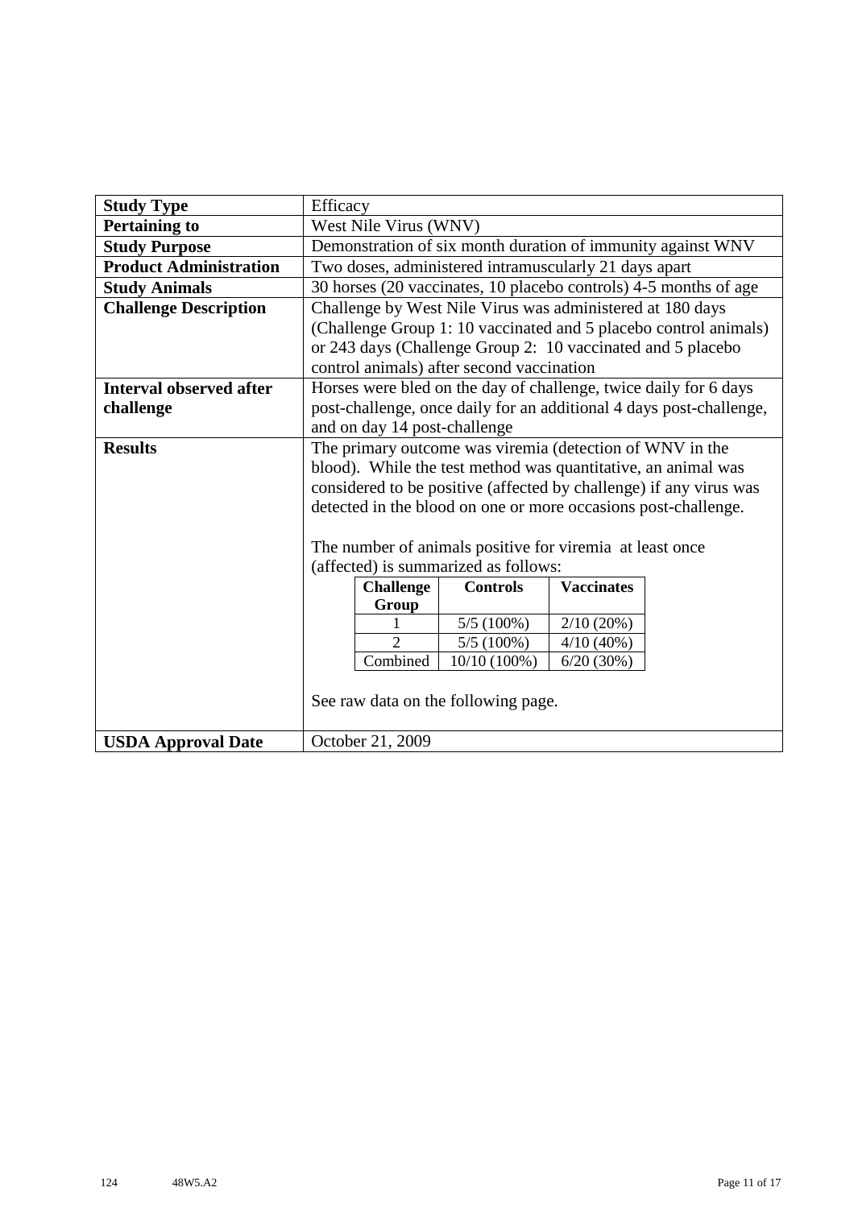| Study Type | Efficacy |
|---|---|
| **Pertaining to** | West Nile Virus (WNV) |
| **Study Purpose** | Demonstration of six month duration of immunity against WNV |
| **Product Administration** | Two doses, administered intramuscularly 21 days apart |
| **Study Animals** | 30 horses (20 vaccinates, 10 placebo controls) 4-5 months of age |
| **Challenge Description** | Challenge by West Nile Virus was administered at 180 days (Challenge Group 1: 10 vaccinated and 5 placebo control animals) or 243 days (Challenge Group 2: 10 vaccinated and 5 placebo control animals) after second vaccination |
| **Interval observed after challenge** | Horses were bled on the day of challenge, twice daily for 6 days post-challenge, once daily for an additional 4 days post-challenge, and on day 14 post-challenge |
| **Results** | The primary outcome was viremia (detection of WNV in the blood). While the test method was quantitative, an animal was considered to be positive (affected by challenge) if any virus was detected in the blood on one or more occasions post-challenge.<br><br>The number of animals positive for viremia at least once (affected) is summarized as follows:<br><br>**Challenge Group** / **Controls** / **Vaccinates**<br>1 / 5/5 (100%) / 2/10 (20%)<br>2 / 5/5 (100%) / 4/10 (40%)<br>Combined / 10/10 (100%) / 6/20 (30%)<br><br>See raw data on the following page. |
| **USDA Approval Date** | October 21, 2009 |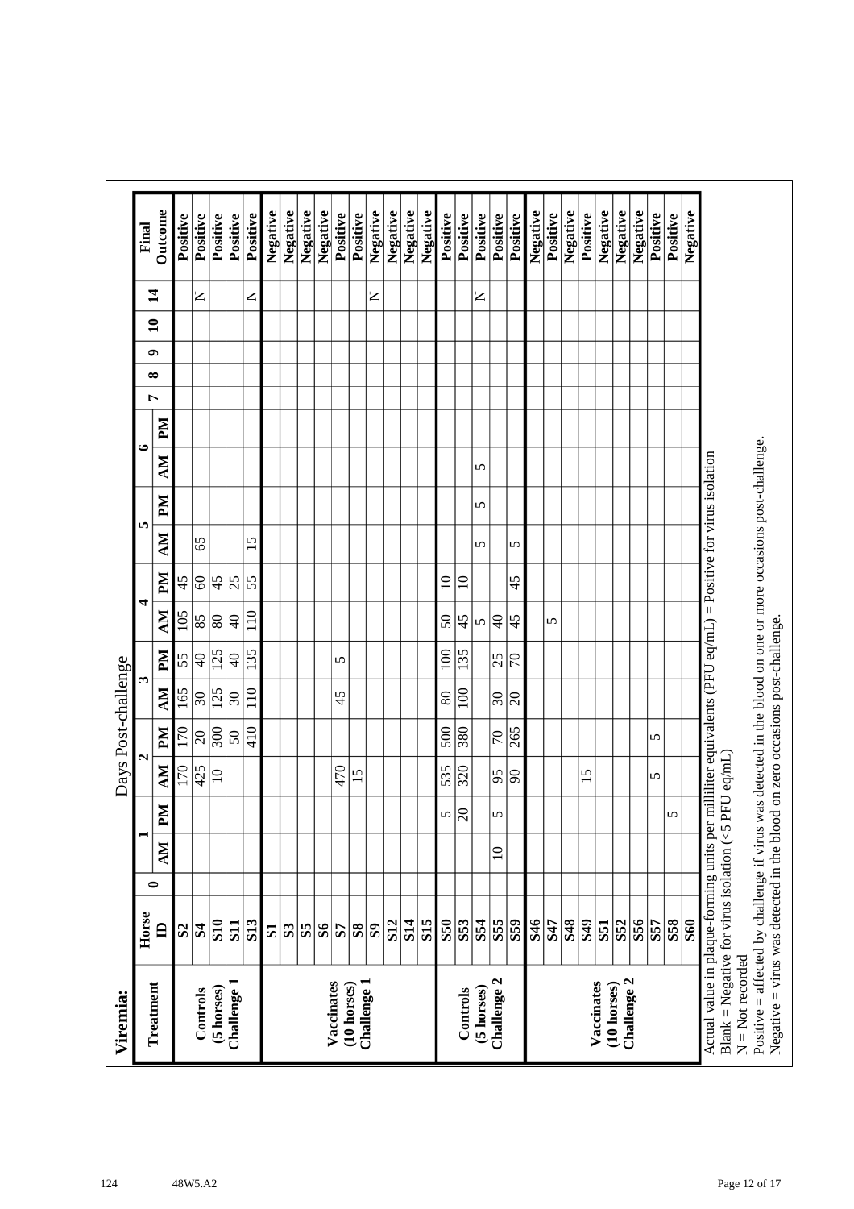**Viremia:**

| Treatment | Horse ID | Days Post-challenge | | | | | | | | | | | | | | | | | | Final Outcome |
|---|---|---|---|---|---|---|---|---|---|---|---|---|---|---|---|---|---|---|---|---|
| | | 0 | 1 | | 2 | | 3 | | 4 | | 5 | | 6 | | 7 | 8 | 9 | 10 | 14 | |
| | | | AM | PM | AM | PM | AM | PM | AM | PM | AM | PM | AM | PM | | | | | | |
| Controls (5 horses) Challenge 1 | S2 | | | | 170 | 170 | 165 | 55 | 105 | 45 | | | | | | | | | | Positive |
| | S4 | | | | 425 | 20 | 30 | 40 | 85 | 60 | 65 | | | | | | | | N | Positive |
| | S10 | | | | 10 | 300 | 125 | 125 | 80 | 45 | | | | | | | | | | Positive |
| | S11 | | | | | 50 | 30 | 40 | 40 | 25 | | | | | | | | | | Positive |
| | S13 | | | | | 410 | 110 | 135 | 110 | 55 | 15 | | | | | | | | N | Positive |
| Vaccinates (10 horses) Challenge 1 | S1 | | | | | | | | | | | | | | | | | | | Negative |
| | S3 | | | | | | | | | | | | | | | | | | | Negative |
| | S5 | | | | | | | | | | | | | | | | | | | Negative |
| | S6 | | | | | | | | | | | | | | | | | | | Negative |
| | S7 | | | | 470 | | 45 | 5 | | | | | | | | | | | | Positive |
| | S8 | | | | 15 | | | | | | | | | | | | | | | Positive |
| | S9 | | | | | | | | | | | | | | | | | | N | Negative |
| | S12 | | | | | | | | | | | | | | | | | | | Negative |
| | S14 | | | | | | | | | | | | | | | | | | | Negative |
| | S15 | | | | | | | | | | | | | | | | | | | Negative |
| Controls (5 horses) Challenge 2 | S50 | | | 5 | 535 | 500 | 80 | 100 | 50 | 10 | | | | | | | | | | Positive |
| | S53 | | | 20 | 320 | 380 | 100 | 135 | 45 | 10 | | | | | | | | | | Positive |
| | S54 | | | | | | | | 5 | | 5 | 5 | 5 | | | | | | N | Positive |
| | S55 | | 10 | 5 | 95 | 70 | 30 | 25 | 40 | | | | | | | | | | | Positive |
| | S59 | | | | 90 | 265 | 20 | 70 | 45 | 45 | 5 | | | | | | | | | Positive |
| Vaccinates (10 horses) Challenge 2 | S46 | | | | | | | | | | | | | | | | | | | Negative |
| | S47 | | | | | | | | 5 | | | | | | | | | | | Positive |
| | S48 | | | | | | | | | | | | | | | | | | | Negative |
| | S49 | | | | 15 | | | | | | | | | | | | | | | Positive |
| | S51 | | | | | | | | | | | | | | | | | | | Negative |
| | S52 | | | | | | | | | | | | | | | | | | | Negative |
| | S56 | | | | | | | | | | | | | | | | | | | Negative |
| | S57 | | | | 5 | 5 | | | | | | | | | | | | | | Positive |
| | S58 | | | 5 | | | | | | | | | | | | | | | | Positive |
| | S60 | | | | | | | | | | | | | | | | | | | Negative |

Actual value in plaque-forming units per milliliter equivalents (PFU eq/mL) = Positive for virus isolation
Blank = Negative for virus isolation (<5 PFU eq/mL)
N = Not recorded
Positive = affected by challenge if virus was detected in the blood on one or more occasions post-challenge.
Negative = virus was detected in the blood on zero occasions post-challenge.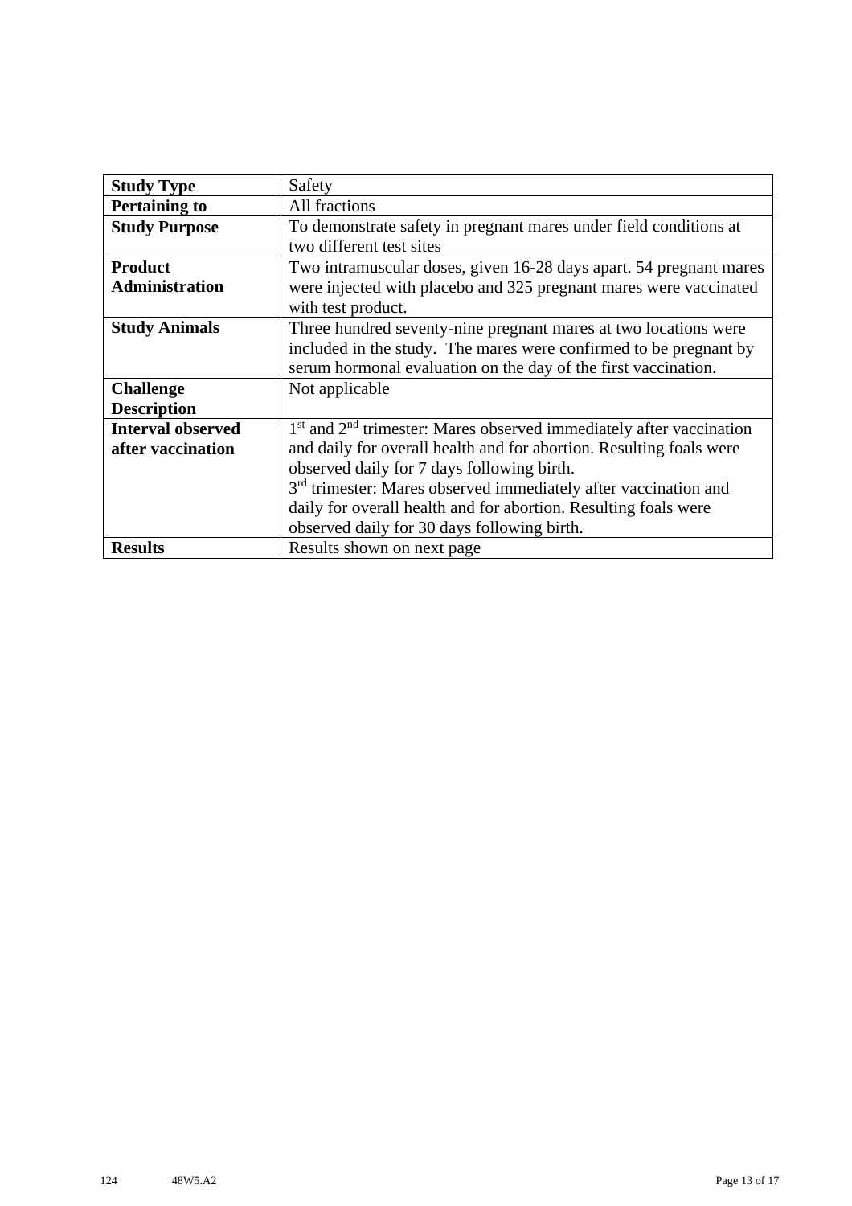| Study Type | Safety |
|---|---|
| **Pertaining to** | All fractions |
| **Study Purpose** | To demonstrate safety in pregnant mares under field conditions at two different test sites |
| **Product Administration** | Two intramuscular doses, given 16-28 days apart. 54 pregnant mares were injected with placebo and 325 pregnant mares were vaccinated with test product. |
| **Study Animals** | Three hundred seventy-nine pregnant mares at two locations were included in the study. The mares were confirmed to be pregnant by serum hormonal evaluation on the day of the first vaccination. |
| **Challenge Description** | Not applicable |
| **Interval observed after vaccination** | 1st and 2nd trimester: Mares observed immediately after vaccination and daily for overall health and for abortion. Resulting foals were observed daily for 7 days following birth.<br>3rd trimester: Mares observed immediately after vaccination and daily for overall health and for abortion. Resulting foals were observed daily for 30 days following birth. |
| **Results** | Results shown on next page |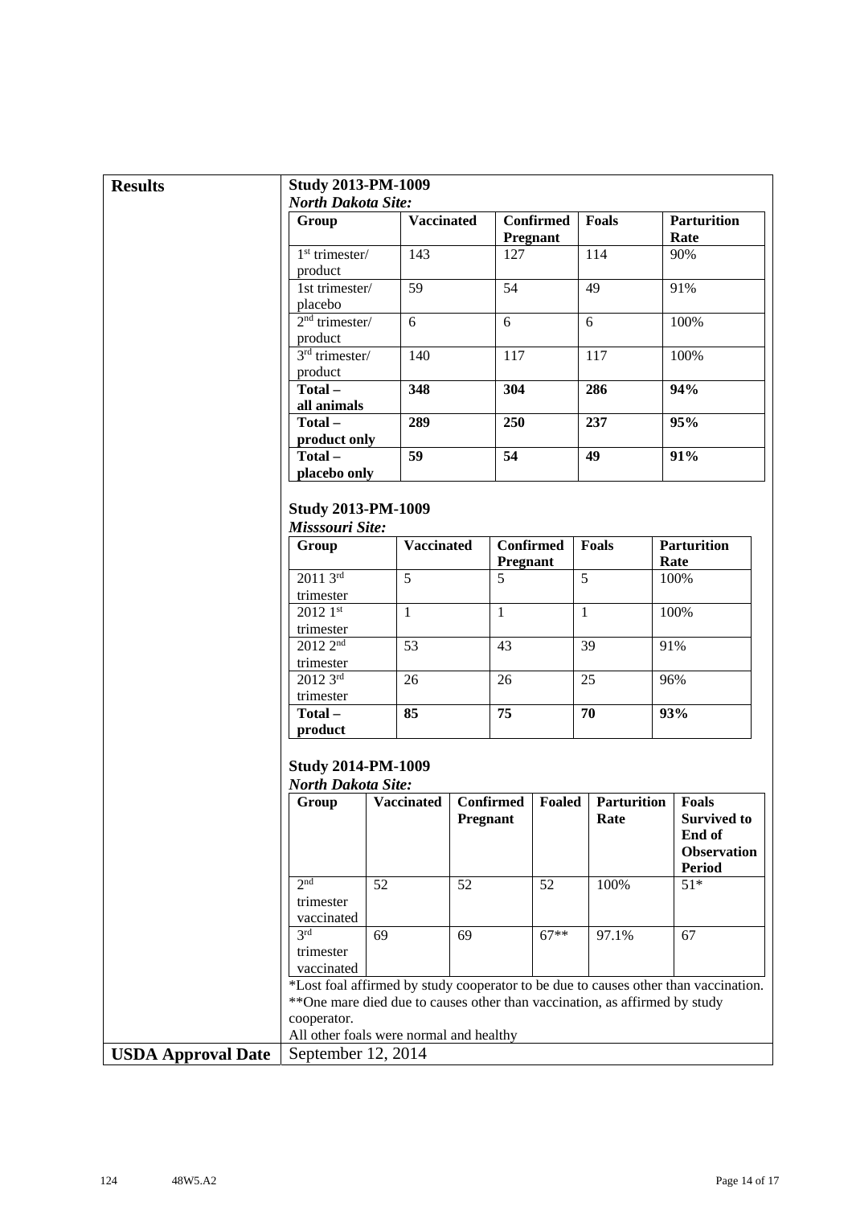**Results**

**Study 2013-PM-1009**
***North Dakota Site:***

| Group | Vaccinated | Confirmed Pregnant | Foals | Parturition Rate |
|---|---|---|---|---|
| 1st trimester/ product | 143 | 127 | 114 | 90% |
| 1st trimester/ placebo | 59 | 54 | 49 | 91% |
| 2nd trimester/ product | 6 | 6 | 6 | 100% |
| 3rd trimester/ product | 140 | 117 | 117 | 100% |
| **Total – all animals** | **348** | **304** | **286** | **94%** |
| **Total – product only** | **289** | **250** | **237** | **95%** |
| **Total – placebo only** | **59** | **54** | **49** | **91%** |

**Study 2013-PM-1009**
***Misssouri Site:***

| Group | Vaccinated | Confirmed Pregnant | Foals | Parturition Rate |
|---|---|---|---|---|
| 2011 3rd trimester | 5 | 5 | 5 | 100% |
| 2012 1st trimester | 1 | 1 | 1 | 100% |
| 2012 2nd trimester | 53 | 43 | 39 | 91% |
| 2012 3rd trimester | 26 | 26 | 25 | 96% |
| **Total – product** | **85** | **75** | **70** | **93%** |

**Study 2014-PM-1009**
***North Dakota Site:***

| Group | Vaccinated | Confirmed Pregnant | Foaled | Parturition Rate | Foals Survived to End of Observation Period |
|---|---|---|---|---|---|
| 2nd trimester vaccinated | 52 | 52 | 52 | 100% | 51* |
| 3rd trimester vaccinated | 69 | 69 | 67** | 97.1% | 67 |

*Lost foal affirmed by study cooperator to be due to causes other than vaccination.
**One mare died due to causes other than vaccination, as affirmed by study cooperator.
All other foals were normal and healthy

**USDA Approval Date** September 12, 2014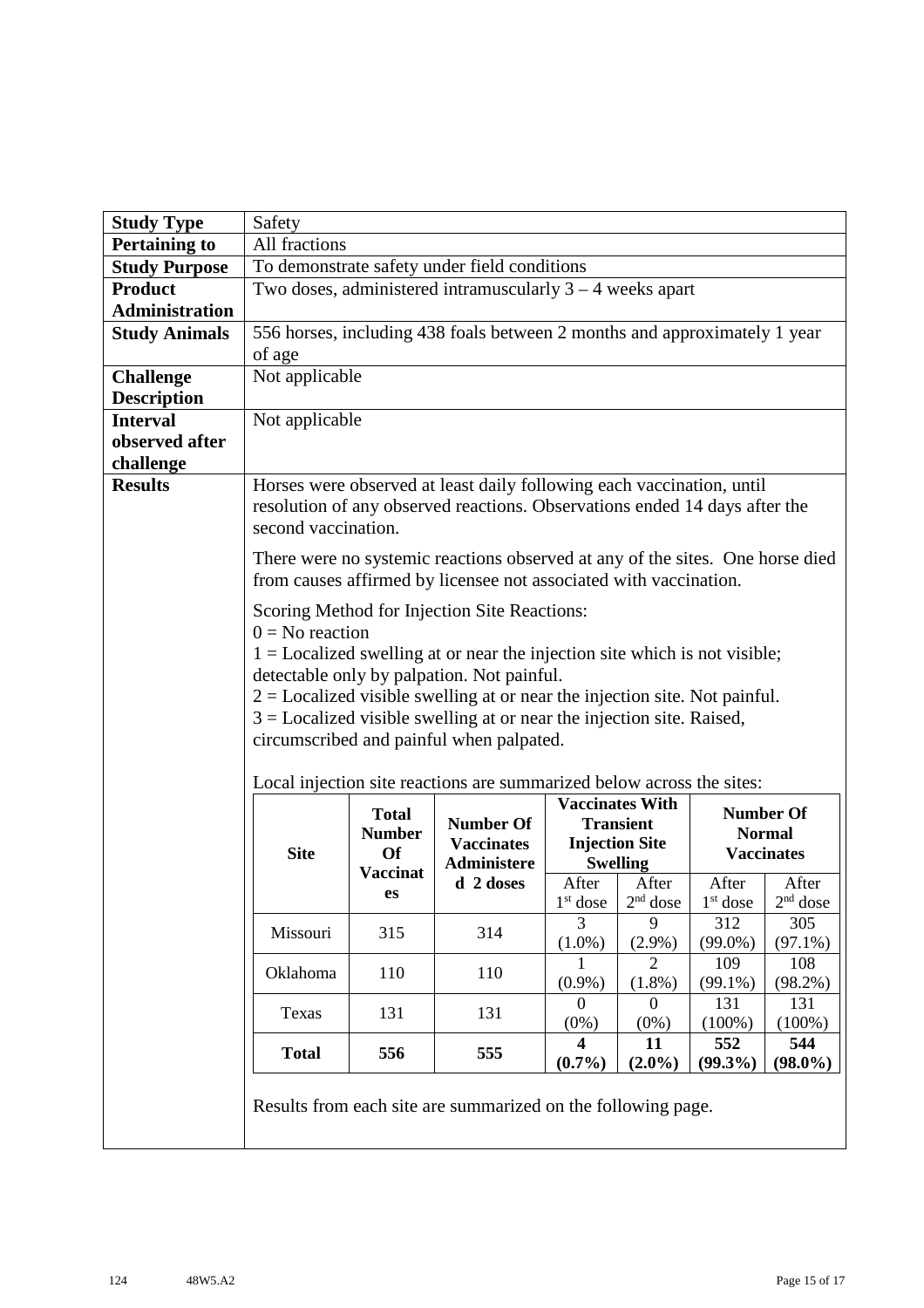| **Study Type** | Safety |
| --- | --- |
| **Pertaining to** | All fractions |
| **Study Purpose** | To demonstrate safety under field conditions |
| **Product Administration** | Two doses, administered intramuscularly 3 – 4 weeks apart |
| **Study Animals** | 556 horses, including 438 foals between 2 months and approximately 1 year of age |
| **Challenge Description** | Not applicable |
| **Interval observed after challenge** | Not applicable |
| **Results** | See below |

**Results**

Horses were observed at least daily following each vaccination, until resolution of any observed reactions. Observations ended 14 days after the second vaccination.

There were no systemic reactions observed at any of the sites. One horse died from causes affirmed by licensee not associated with vaccination.

Scoring Method for Injection Site Reactions:
0 = No reaction
1 = Localized swelling at or near the injection site which is not visible; detectable only by palpation. Not painful.
2 = Localized visible swelling at or near the injection site. Not painful.
3 = Localized visible swelling at or near the injection site. Raised, circumscribed and painful when palpated.

Local injection site reactions are summarized below across the sites:

| Site | Total Number Of Vaccinates | Number Of Vaccinates Administered 2 doses | Vaccinates With Transient Injection Site Swelling | | Number Of Normal Vaccinates | |
| --- | --- | --- | --- | --- | --- | --- |
| | | | After 1st dose | After 2nd dose | After 1st dose | After 2nd dose |
| Missouri | 315 | 314 | 3 (1.0%) | 9 (2.9%) | 312 (99.0%) | 305 (97.1%) |
| Oklahoma | 110 | 110 | 1 (0.9%) | 2 (1.8%) | 109 (99.1%) | 108 (98.2%) |
| Texas | 131 | 131 | 0 (0%) | 0 (0%) | 131 (100%) | 131 (100%) |
| **Total** | **556** | **555** | **4 (0.7%)** | **11 (2.0%)** | **552 (99.3%)** | **544 (98.0%)** |

Results from each site are summarized on the following page.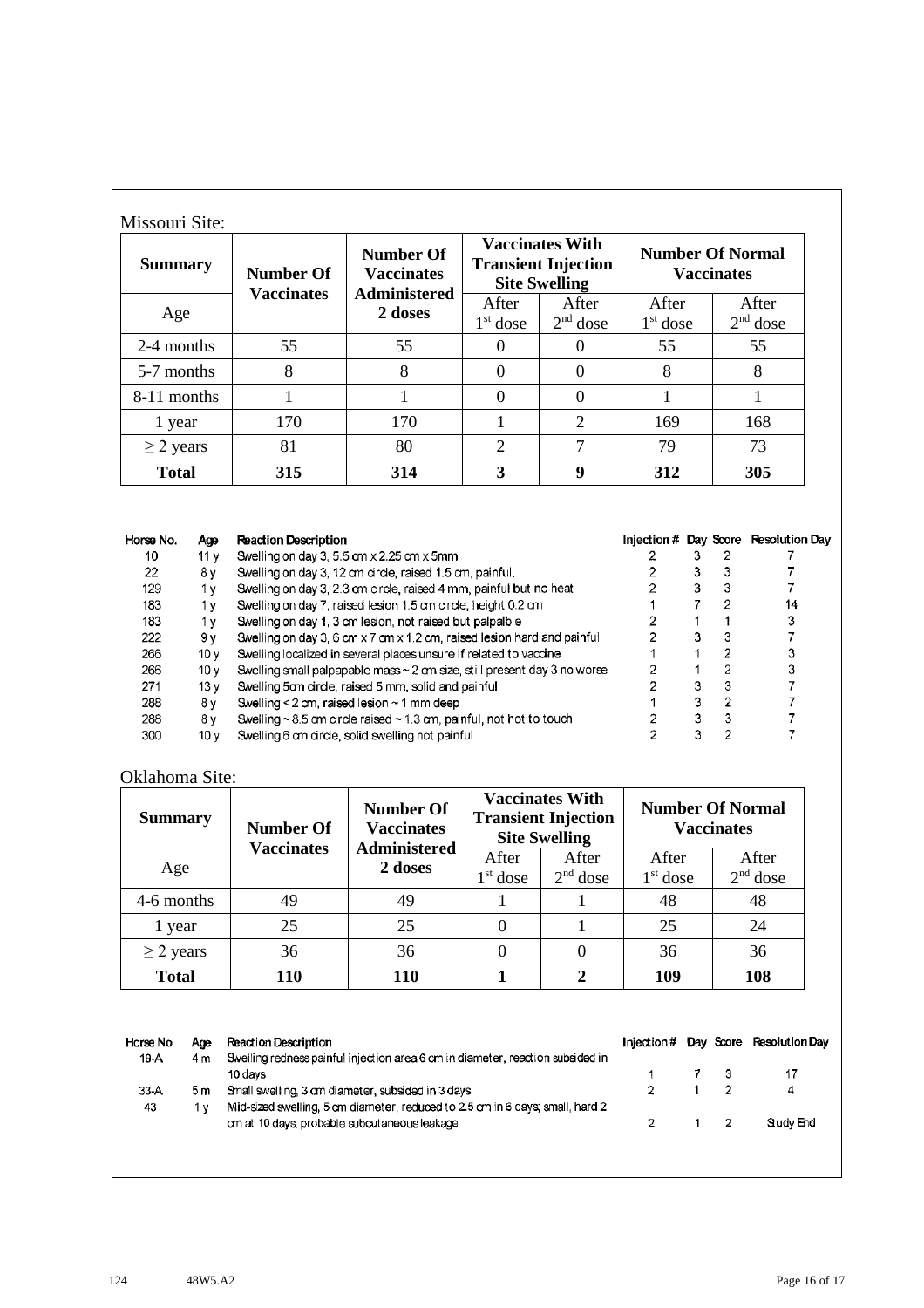Missouri Site:

| Summary | Number Of Vaccinates | Number Of Vaccinates Administered 2 doses | Vaccinates With Transient Injection Site Swelling | | Number Of Normal Vaccinates | |
|---|---|---|---|---|---|---|
| Age | | | After 1st dose | After 2nd dose | After 1st dose | After 2nd dose |
| 2-4 months | 55 | 55 | 0 | 0 | 55 | 55 |
| 5-7 months | 8 | 8 | 0 | 0 | 8 | 8 |
| 8-11 months | 1 | 1 | 0 | 0 | 1 | 1 |
| 1 year | 170 | 170 | 1 | 2 | 169 | 168 |
| ≥ 2 years | 81 | 80 | 2 | 7 | 79 | 73 |
| **Total** | **315** | **314** | **3** | **9** | **312** | **305** |

| Horse No. | Age | Reaction Description | Injection # | Day | Score | Resolution Day |
|---|---|---|---|---|---|---|
| 10 | 11 y | Swelling on day 3, 5.5 cm x 2.25 cm x 5mm | 2 | 3 | 2 | 7 |
| 22 | 8 y | Swelling on day 3, 12 cm circle, raised 1.5 cm, painful, | 2 | 3 | 3 | 7 |
| 129 | 1 y | Swelling on day 3, 2.3 cm circle, raised 4 mm, painful but no heat | 2 | 3 | 3 | 7 |
| 183 | 1 y | Swelling on day 7, raised lesion 1.5 cm circle, height 0.2 cm | 1 | 7 | 2 | 14 |
| 183 | 1 y | Swelling on day 1, 3 cm lesion, not raised but palpalble | 2 | 1 | 1 | 3 |
| 222 | 9 y | Swelling on day 3, 6 cm x 7 cm x 1.2 cm, raised lesion hard and painful | 2 | 3 | 3 | 7 |
| 266 | 10 y | Swelling localized in several places unsure if related to vaccine | 1 | 1 | 2 | 3 |
| 266 | 10 y | Swelling small palpapable mass ~ 2 cm size, still present day 3 no worse | 2 | 1 | 2 | 3 |
| 271 | 13 y | Swelling 5cm circle, raised 5 mm, solid and painful | 2 | 3 | 3 | 7 |
| 288 | 8 y | Swelling < 2 cm, raised lesion ~ 1 mm deep | 1 | 3 | 2 | 7 |
| 288 | 8 y | Swelling ~ 8.5 cm circle raised ~ 1.3 cm, painful, not hot to touch | 2 | 3 | 3 | 7 |
| 300 | 10 y | Swelling 6 cm circle, solid swelling not painful | 2 | 3 | 2 | 7 |

Oklahoma Site:

| Summary | Number Of Vaccinates | Number Of Vaccinates Administered 2 doses | Vaccinates With Transient Injection Site Swelling | | Number Of Normal Vaccinates | |
|---|---|---|---|---|---|---|
| Age | | | After 1st dose | After 2nd dose | After 1st dose | After 2nd dose |
| 4-6 months | 49 | 49 | 1 | 1 | 48 | 48 |
| 1 year | 25 | 25 | 0 | 1 | 25 | 24 |
| ≥ 2 years | 36 | 36 | 0 | 0 | 36 | 36 |
| **Total** | **110** | **110** | **1** | **2** | **109** | **108** |

| Horse No. | Age | Reaction Description | Injection # | Day | Score | Resolution Day |
|---|---|---|---|---|---|---|
| 19-A | 4 m | Swelling redness painful injection area 6 cm in diameter, reaction subsided in 10 days | 1 | 7 | 3 | 17 |
| 33-A | 5 m | Small swelling, 3 cm diameter, subsided in 3 days | 2 | 1 | 2 | 4 |
| 43 | 1 y | Mid-sized swelling, 5 cm diameter, reduced to 2.5 cm in 6 days; small, hard 2 cm at 10 days, probable subcutaneous leakage | 2 | 1 | 2 | Study End |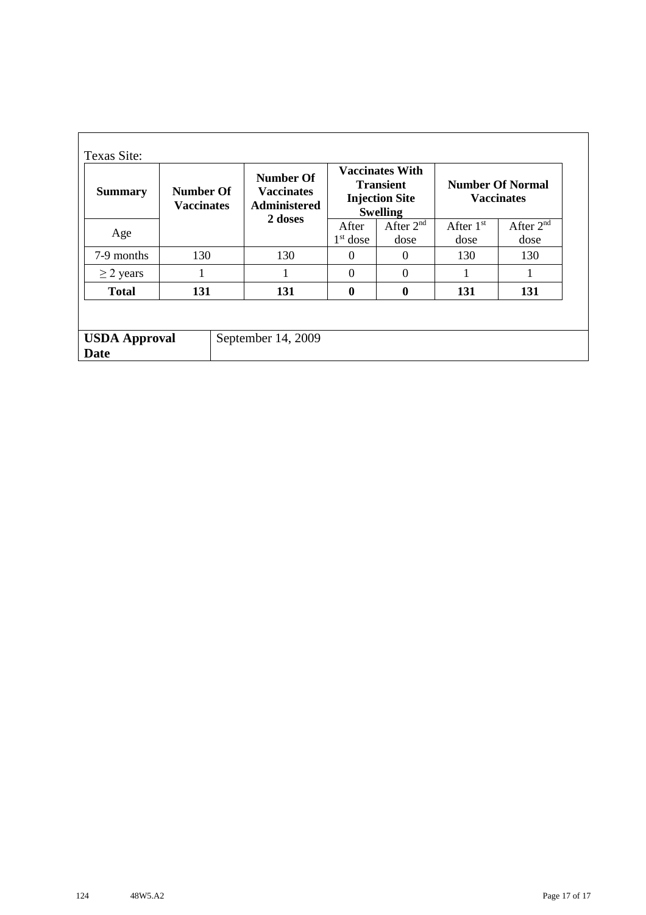Texas Site:

| **Summary** | **Number Of Vaccinates** | **Number Of Vaccinates Administered 2 doses** | **Vaccinates With Transient Injection Site Swelling** | | **Number Of Normal Vaccinates** | |
|---|---|---|---|---|---|---|
| Age | | | After 1st dose | After 2nd dose | After 1st dose | After 2nd dose |
| 7-9 months | 130 | 130 | 0 | 0 | 130 | 130 |
| $\geq$ 2 years | 1 | 1 | 0 | 0 | 1 | 1 |
| **Total** | **131** | **131** | **0** | **0** | **131** | **131** |

| | |
|---|---|
| **USDA Approval Date** | September 14, 2009 |